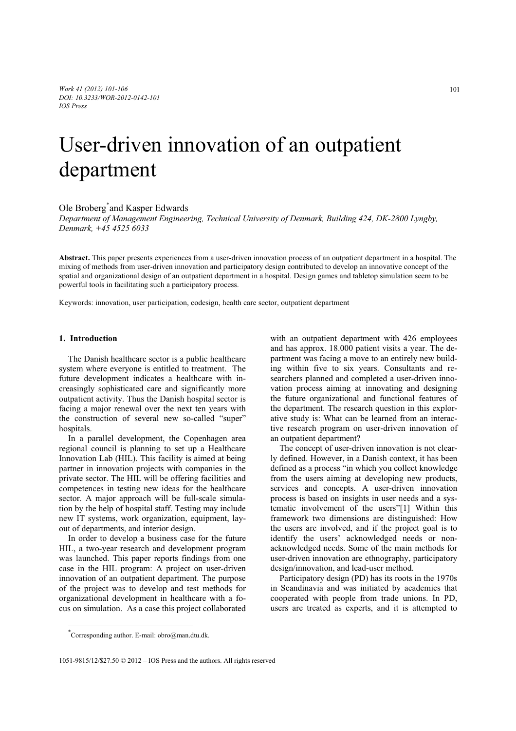# User-driven innovation of an outpatient department

Ole Broberg* and Kasper Edwards

*Department of Management Engineering, Technical University of Denmark, Building 424, DK-2800 Lyngby, Denmark, +45 4525 6033*

**Abstract.** This paper presents experiences from a user-driven innovation process of an outpatient department in a hospital. The mixing of methods from user-driven innovation and participatory design contributed to develop an innovative concept of the spatial and organizational design of an outpatient department in a hospital. Design games and tabletop simulation seem to be powerful tools in facilitating such a participatory process.

Keywords: innovation, user participation, codesign, health care sector, outpatient department

## 1. Introduction

The Danish healthcare sector is a public healthcare system where everyone is entitled to treatment. The future development indicates a healthcare with increasingly sophisticated care and significantly more outpatient activity. Thus the Danish hospital sector is facing a major renewal over the next ten years with the construction of several new so-called "super" hospitals.

In a parallel development, the Copenhagen area regional council is planning to set up a Healthcare Innovation Lab (HIL). This facility is aimed at being partner in innovation projects with companies in the private sector. The HIL will be offering facilities and competences in testing new ideas for the healthcare sector. A major approach will be full-scale simulation by the help of hospital staff. Testing may include new IT systems, work organization, equipment, layout of departments, and interior design.

In order to develop a business case for the future HIL, a two-year research and development program was launched. This paper reports findings from one case in the HIL program: A project on user-driven innovation of an outpatient department. The purpose of the project was to develop and test methods for organizational development in healthcare with a focus on simulation. As a case this project collaborated with an outpatient department with 426 employees and has approx. 18.000 patient visits a year. The department was facing a move to an entirely new building within five to six years. Consultants and researchers planned and completed a user-driven innovation process aiming at innovating and designing the future organizational and functional features of the department. The research question in this explorative study is: What can be learned from an interactive research program on user-driven innovation of an outpatient department?

The concept of user-driven innovation is not clearly defined. However, in a Danish context, it has been defined as a process "in which you collect knowledge from the users aiming at developing new products, services and concepts. A user-driven innovation process is based on insights in user needs and a systematic involvement of the users"[1] Within this framework two dimensions are distinguished: How the users are involved, and if the project goal is to identify the users' acknowledged needs or non-acknowledged needs. Some of the main methods for user-driven innovation are ethnography, participatory design/innovation, and lead-user method.

Participatory design (PD) has its roots in the 1970s in Scandinavia and was initiated by academics that cooperated with people from trade unions. In PD, users are treated as experts, and it is attempted to

*Corresponding author. E-mail: obro@man.dtu.dk.

1051-9815/12/$27.50 © 2012 – IOS Press and the authors. All rights reserved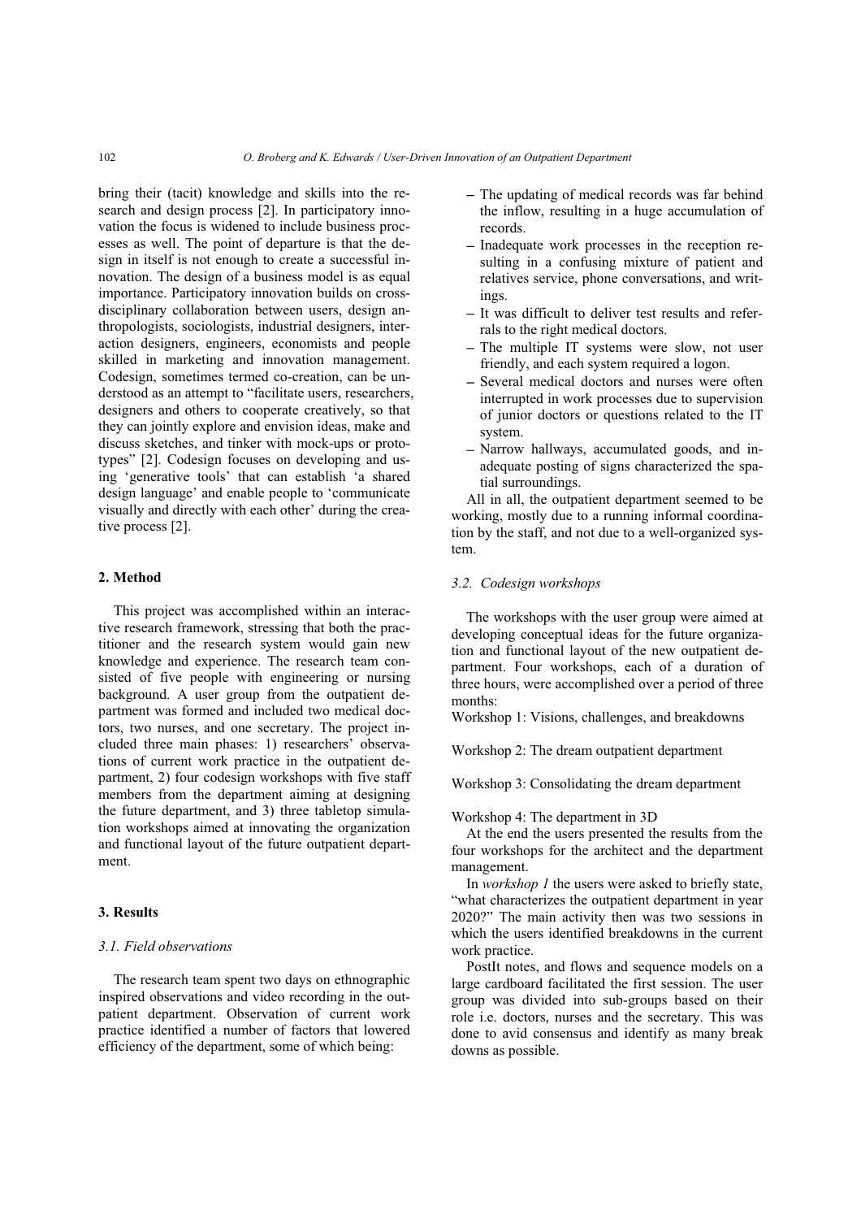bring their (tacit) knowledge and skills into the research and design process [2]. In participatory innovation the focus is widened to include business processes as well. The point of departure is that the design in itself is not enough to create a successful innovation. The design of a business model is as equal importance. Participatory innovation builds on cross-disciplinary collaboration between users, design anthropologists, sociologists, industrial designers, interaction designers, engineers, economists and people skilled in marketing and innovation management. Codesign, sometimes termed co-creation, can be understood as an attempt to "facilitate users, researchers, designers and others to cooperate creatively, so that they can jointly explore and envision ideas, make and discuss sketches, and tinker with mock-ups or prototypes" [2]. Codesign focuses on developing and using 'generative tools' that can establish 'a shared design language' and enable people to 'communicate visually and directly with each other' during the creative process [2].

## 2. Method

This project was accomplished within an interactive research framework, stressing that both the practitioner and the research system would gain new knowledge and experience. The research team consisted of five people with engineering or nursing background. A user group from the outpatient department was formed and included two medical doctors, two nurses, and one secretary. The project included three main phases: 1) researchers' observations of current work practice in the outpatient department, 2) four codesign workshops with five staff members from the department aiming at designing the future department, and 3) three tabletop simulation workshops aimed at innovating the organization and functional layout of the future outpatient department.

## 3. Results

### 3.1. Field observations

The research team spent two days on ethnographic inspired observations and video recording in the outpatient department. Observation of current work practice identified a number of factors that lowered efficiency of the department, some of which being:

- The updating of medical records was far behind the inflow, resulting in a huge accumulation of records.
- Inadequate work processes in the reception resulting in a confusing mixture of patient and relatives service, phone conversations, and writings.
- It was difficult to deliver test results and referrals to the right medical doctors.
- The multiple IT systems were slow, not user friendly, and each system required a logon.
- Several medical doctors and nurses were often interrupted in work processes due to supervision of junior doctors or questions related to the IT system.
- Narrow hallways, accumulated goods, and inadequate posting of signs characterized the spatial surroundings.

All in all, the outpatient department seemed to be working, mostly due to a running informal coordination by the staff, and not due to a well-organized system.

### 3.2. Codesign workshops

The workshops with the user group were aimed at developing conceptual ideas for the future organization and functional layout of the new outpatient department. Four workshops, each of a duration of three hours, were accomplished over a period of three months:

Workshop 1: Visions, challenges, and breakdowns

Workshop 2: The dream outpatient department

Workshop 3: Consolidating the dream department

Workshop 4: The department in 3D

At the end the users presented the results from the four workshops for the architect and the department management.

In *workshop 1* the users were asked to briefly state, "what characterizes the outpatient department in year 2020?" The main activity then was two sessions in which the users identified breakdowns in the current work practice.

PostIt notes, and flows and sequence models on a large cardboard facilitated the first session. The user group was divided into sub-groups based on their role i.e. doctors, nurses and the secretary. This was done to avid consensus and identify as many break downs as possible.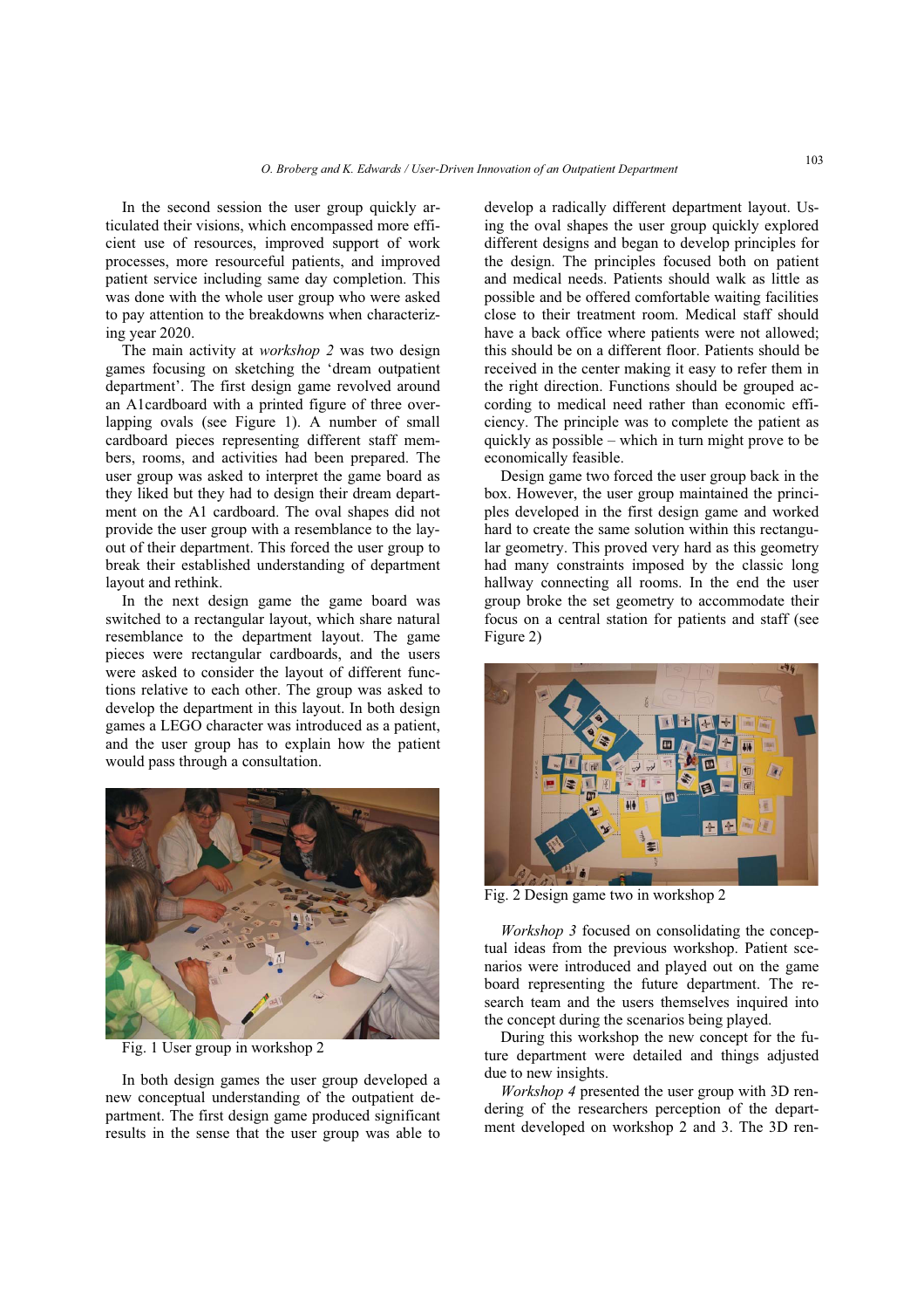In the second session the user group quickly articulated their visions, which encompassed more efficient use of resources, improved support of work processes, more resourceful patients, and improved patient service including same day completion. This was done with the whole user group who were asked to pay attention to the breakdowns when characterizing year 2020.

The main activity at *workshop 2* was two design games focusing on sketching the 'dream outpatient department'. The first design game revolved around an A1cardboard with a printed figure of three overlapping ovals (see Figure 1). A number of small cardboard pieces representing different staff members, rooms, and activities had been prepared. The user group was asked to interpret the game board as they liked but they had to design their dream department on the A1 cardboard. The oval shapes did not provide the user group with a resemblance to the layout of their department. This forced the user group to break their established understanding of department layout and rethink.

In the next design game the game board was switched to a rectangular layout, which share natural resemblance to the department layout. The game pieces were rectangular cardboards, and the users were asked to consider the layout of different functions relative to each other. The group was asked to develop the department in this layout. In both design games a LEGO character was introduced as a patient, and the user group has to explain how the patient would pass through a consultation.

Fig. 1 User group in workshop 2

In both design games the user group developed a new conceptual understanding of the outpatient department. The first design game produced significant results in the sense that the user group was able to develop a radically different department layout. Using the oval shapes the user group quickly explored different designs and began to develop principles for the design. The principles focused both on patient and medical needs. Patients should walk as little as possible and be offered comfortable waiting facilities close to their treatment room. Medical staff should have a back office where patients were not allowed; this should be on a different floor. Patients should be received in the center making it easy to refer them in the right direction. Functions should be grouped according to medical need rather than economic efficiency. The principle was to complete the patient as quickly as possible – which in turn might prove to be economically feasible.

Design game two forced the user group back in the box. However, the user group maintained the principles developed in the first design game and worked hard to create the same solution within this rectangular geometry. This proved very hard as this geometry had many constraints imposed by the classic long hallway connecting all rooms. In the end the user group broke the set geometry to accommodate their focus on a central station for patients and staff (see Figure 2)

Fig. 2 Design game two in workshop 2

*Workshop 3* focused on consolidating the conceptual ideas from the previous workshop. Patient scenarios were introduced and played out on the game board representing the future department. The research team and the users themselves inquired into the concept during the scenarios being played.

During this workshop the new concept for the future department were detailed and things adjusted due to new insights.

*Workshop 4* presented the user group with 3D rendering of the researchers perception of the department developed on workshop 2 and 3. The 3D ren-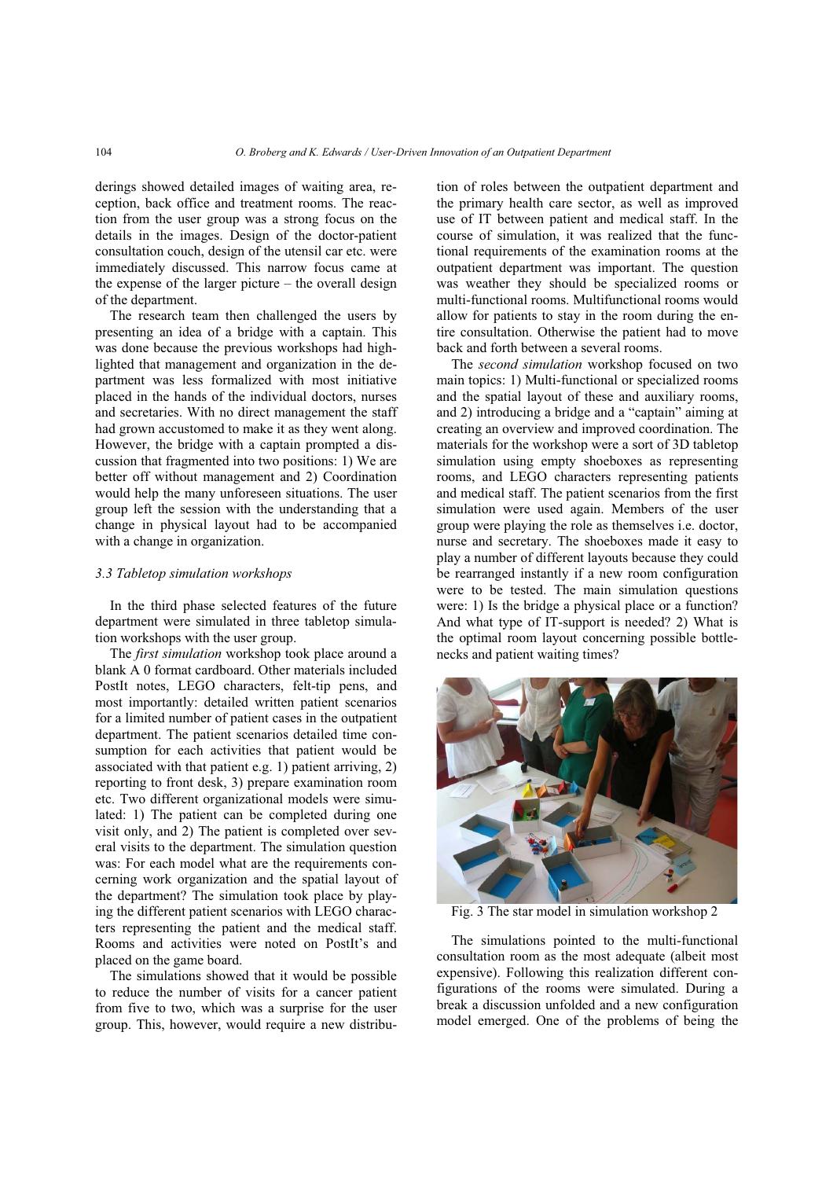derings showed detailed images of waiting area, reception, back office and treatment rooms. The reaction from the user group was a strong focus on the details in the images. Design of the doctor-patient consultation couch, design of the utensil car etc. were immediately discussed. This narrow focus came at the expense of the larger picture – the overall design of the department.

The research team then challenged the users by presenting an idea of a bridge with a captain. This was done because the previous workshops had highlighted that management and organization in the department was less formalized with most initiative placed in the hands of the individual doctors, nurses and secretaries. With no direct management the staff had grown accustomed to make it as they went along. However, the bridge with a captain prompted a discussion that fragmented into two positions: 1) We are better off without management and 2) Coordination would help the many unforeseen situations. The user group left the session with the understanding that a change in physical layout had to be accompanied with a change in organization.

### 3.3 Tabletop simulation workshops

In the third phase selected features of the future department were simulated in three tabletop simulation workshops with the user group.

The *first simulation* workshop took place around a blank A 0 format cardboard. Other materials included PostIt notes, LEGO characters, felt-tip pens, and most importantly: detailed written patient scenarios for a limited number of patient cases in the outpatient department. The patient scenarios detailed time consumption for each activities that patient would be associated with that patient e.g. 1) patient arriving, 2) reporting to front desk, 3) prepare examination room etc. Two different organizational models were simulated: 1) The patient can be completed during one visit only, and 2) The patient is completed over several visits to the department. The simulation question was: For each model what are the requirements concerning work organization and the spatial layout of the department? The simulation took place by playing the different patient scenarios with LEGO characters representing the patient and the medical staff. Rooms and activities were noted on PostIt's and placed on the game board.

The simulations showed that it would be possible to reduce the number of visits for a cancer patient from five to two, which was a surprise for the user group. This, however, would require a new distribution of roles between the outpatient department and the primary health care sector, as well as improved use of IT between patient and medical staff. In the course of simulation, it was realized that the functional requirements of the examination rooms at the outpatient department was important. The question was weather they should be specialized rooms or multi-functional rooms. Multifunctional rooms would allow for patients to stay in the room during the entire consultation. Otherwise the patient had to move back and forth between a several rooms.

The *second simulation* workshop focused on two main topics: 1) Multi-functional or specialized rooms and the spatial layout of these and auxiliary rooms, and 2) introducing a bridge and a "captain" aiming at creating an overview and improved coordination. The materials for the workshop were a sort of 3D tabletop simulation using empty shoeboxes as representing rooms, and LEGO characters representing patients and medical staff. The patient scenarios from the first simulation were used again. Members of the user group were playing the role as themselves i.e. doctor, nurse and secretary. The shoeboxes made it easy to play a number of different layouts because they could be rearranged instantly if a new room configuration were to be tested. The main simulation questions were: 1) Is the bridge a physical place or a function? And what type of IT-support is needed? 2) What is the optimal room layout concerning possible bottlenecks and patient waiting times?

Fig. 3 The star model in simulation workshop 2

The simulations pointed to the multi-functional consultation room as the most adequate (albeit most expensive). Following this realization different configurations of the rooms were simulated. During a break a discussion unfolded and a new configuration model emerged. One of the problems of being the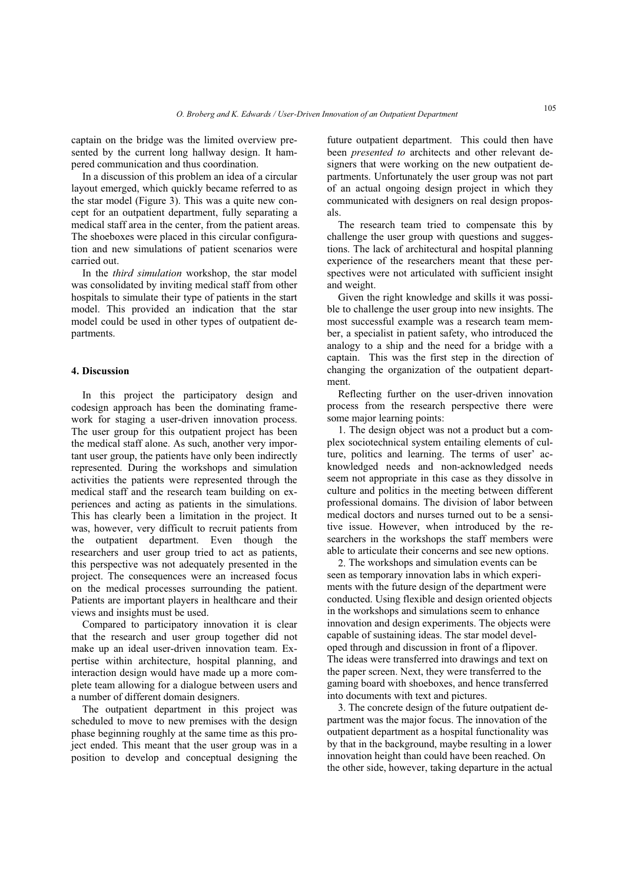captain on the bridge was the limited overview presented by the current long hallway design. It hampered communication and thus coordination.

In a discussion of this problem an idea of a circular layout emerged, which quickly became referred to as the star model (Figure 3). This was a quite new concept for an outpatient department, fully separating a medical staff area in the center, from the patient areas. The shoeboxes were placed in this circular configuration and new simulations of patient scenarios were carried out.

In the *third simulation* workshop, the star model was consolidated by inviting medical staff from other hospitals to simulate their type of patients in the start model. This provided an indication that the star model could be used in other types of outpatient departments.

## 4. Discussion

In this project the participatory design and codesign approach has been the dominating framework for staging a user-driven innovation process. The user group for this outpatient project has been the medical staff alone. As such, another very important user group, the patients have only been indirectly represented. During the workshops and simulation activities the patients were represented through the medical staff and the research team building on experiences and acting as patients in the simulations. This has clearly been a limitation in the project. It was, however, very difficult to recruit patients from the outpatient department. Even though the researchers and user group tried to act as patients, this perspective was not adequately presented in the project. The consequences were an increased focus on the medical processes surrounding the patient. Patients are important players in healthcare and their views and insights must be used.

Compared to participatory innovation it is clear that the research and user group together did not make up an ideal user-driven innovation team. Expertise within architecture, hospital planning, and interaction design would have made up a more complete team allowing for a dialogue between users and a number of different domain designers.

The outpatient department in this project was scheduled to move to new premises with the design phase beginning roughly at the same time as this project ended. This meant that the user group was in a position to develop and conceptual designing the future outpatient department. This could then have been *presented to* architects and other relevant designers that were working on the new outpatient departments. Unfortunately the user group was not part of an actual ongoing design project in which they communicated with designers on real design proposals.

The research team tried to compensate this by challenge the user group with questions and suggestions. The lack of architectural and hospital planning experience of the researchers meant that these perspectives were not articulated with sufficient insight and weight.

Given the right knowledge and skills it was possible to challenge the user group into new insights. The most successful example was a research team member, a specialist in patient safety, who introduced the analogy to a ship and the need for a bridge with a captain. This was the first step in the direction of changing the organization of the outpatient department.

Reflecting further on the user-driven innovation process from the research perspective there were some major learning points:

1. The design object was not a product but a complex sociotechnical system entailing elements of culture, politics and learning. The terms of user' acknowledged needs and non-acknowledged needs seem not appropriate in this case as they dissolve in culture and politics in the meeting between different professional domains. The division of labor between medical doctors and nurses turned out to be a sensitive issue. However, when introduced by the researchers in the workshops the staff members were able to articulate their concerns and see new options.

2. The workshops and simulation events can be seen as temporary innovation labs in which experiments with the future design of the department were conducted. Using flexible and design oriented objects in the workshops and simulations seem to enhance innovation and design experiments. The objects were capable of sustaining ideas. The star model developed through and discussion in front of a flipover. The ideas were transferred into drawings and text on the paper screen. Next, they were transferred to the gaming board with shoeboxes, and hence transferred into documents with text and pictures.

3. The concrete design of the future outpatient department was the major focus. The innovation of the outpatient department as a hospital functionality was by that in the background, maybe resulting in a lower innovation height than could have been reached. On the other side, however, taking departure in the actual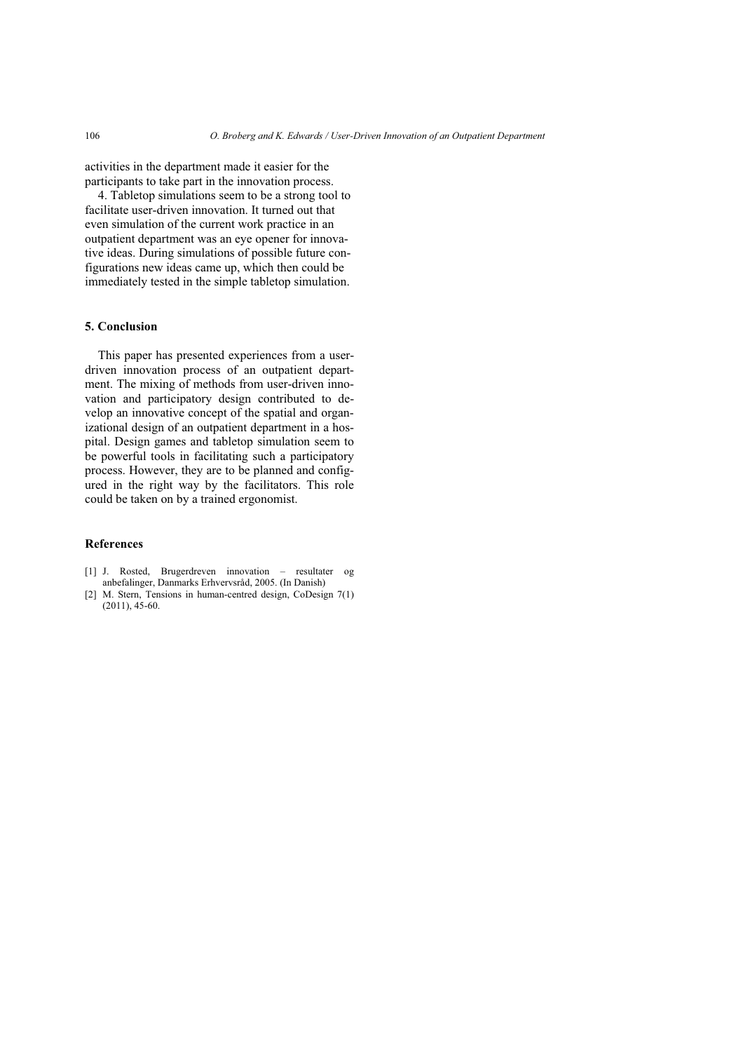activities in the department made it easier for the participants to take part in the innovation process.

4. Tabletop simulations seem to be a strong tool to facilitate user-driven innovation. It turned out that even simulation of the current work practice in an outpatient department was an eye opener for innovative ideas. During simulations of possible future configurations new ideas came up, which then could be immediately tested in the simple tabletop simulation.

## 5. Conclusion

This paper has presented experiences from a user-driven innovation process of an outpatient department. The mixing of methods from user-driven innovation and participatory design contributed to develop an innovative concept of the spatial and organizational design of an outpatient department in a hospital. Design games and tabletop simulation seem to be powerful tools in facilitating such a participatory process. However, they are to be planned and configured in the right way by the facilitators. This role could be taken on by a trained ergonomist.

## References

[1] J. Rosted, Brugerdreven innovation – resultater og anbefalinger, Danmarks Erhvervsråd, 2005. (In Danish)

[2] M. Stern, Tensions in human-centred design, CoDesign 7(1) (2011), 45-60.